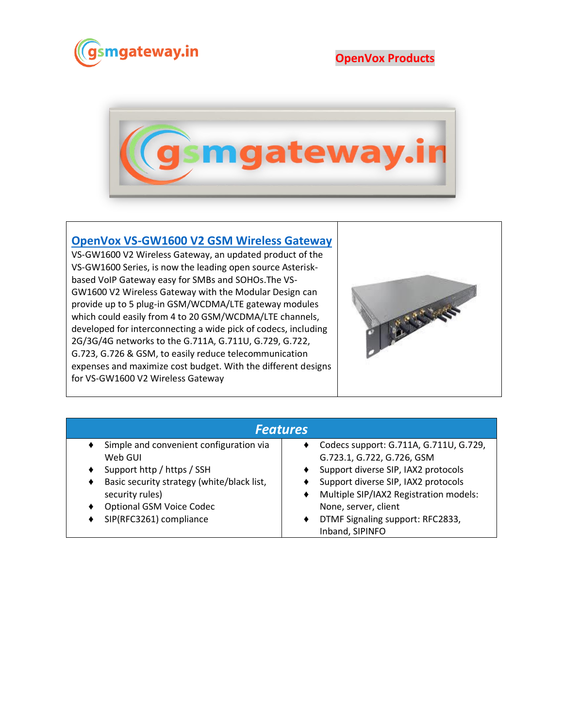OpenVox Products

## OpenVox VS-GW1600 V2 GSM Wireless Gateway

VS-GW1600 V2 Wireless Gateway, an updated product of the VS-GW1600 Series, is now the leading open source Asterisk-based VoIP Gateway easy for SMBs and SOHOs.The VS-GW1600 V2 Wireless Gateway with the Modular Design can provide up to 5 plug-in GSM/WCDMA/LTE gateway modules which could easily from 4 to 20 GSM/WCDMA/LTE channels, developed for interconnecting a wide pick of codecs, including 2G/3G/4G networks to the G.711A, G.711U, G.729, G.722, G.723, G.726 & GSM, to easily reduce telecommunication expenses and maximize cost budget. With the different designs for VS-GW1600 V2 Wireless Gateway

### *Features*

- Simple and convenient configuration via Web GUI
- Support http / https / SSH
- Basic security strategy (white/black list, security rules)
- Optional GSM Voice Codec
- SIP(RFC3261) compliance
- Codecs support: G.711A, G.711U, G.729, G.723.1, G.722, G.726, GSM
- Support diverse SIP, IAX2 protocols
- Support diverse SIP, IAX2 protocols
- Multiple SIP/IAX2 Registration models: None, server, client
- DTMF Signaling support: RFC2833, Inband, SIPINFO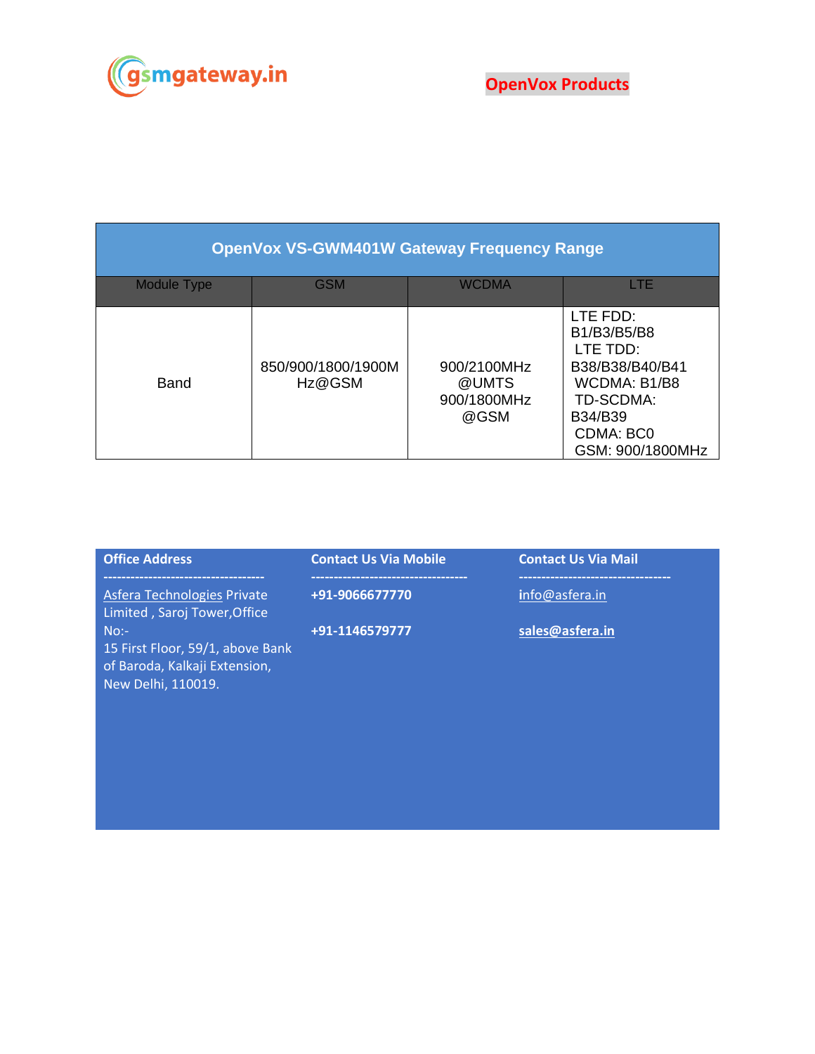gsmgateway.in

OpenVox Products

| OpenVox VS-GWM401W Gateway Frequency Range | | | |
|---|---|---|---|
| Module Type | GSM | WCDMA | LTE |
| Band | 850/900/1800/1900MHz@GSM | 900/2100MHz @UMTS 900/1800MHz @GSM | LTE FDD: B1/B3/B5/B8 LTE TDD: B38/B38/B40/B41 WCDMA: B1/B8 TD-SCDMA: B34/B39 CDMA: BC0 GSM: 900/1800MHz |

**Office Address**

Asfera Technologies Private Limited , Saroj Tower,Office No:-
15 First Floor, 59/1, above Bank of Baroda, Kalkaji Extension, New Delhi, 110019.

**Contact Us Via Mobile**

**+91-9066677770**

**+91-1146579777**

**Contact Us Via Mail**

info@asfera.in

**sales@asfera.in**